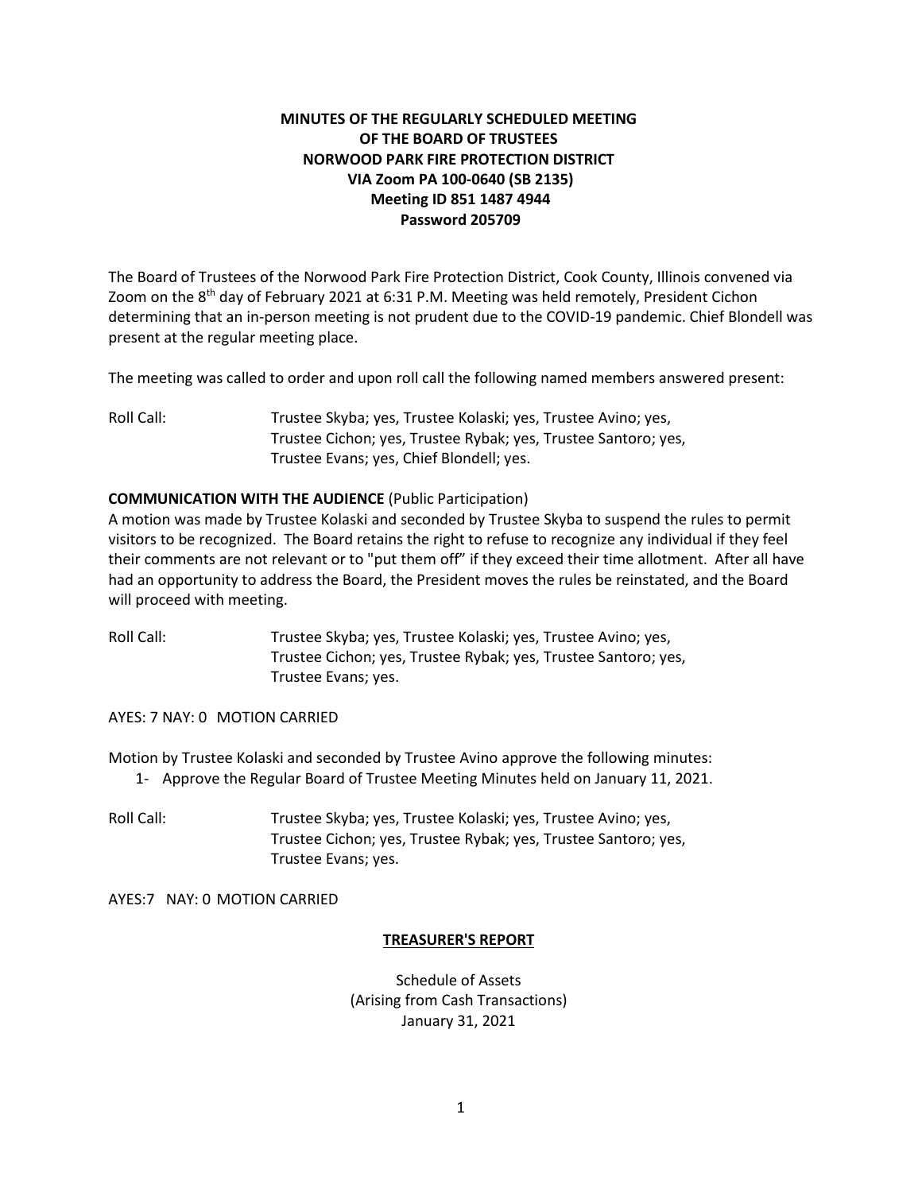**MINUTES OF THE REGULARLY SCHEDULED MEETING OF THE BOARD OF TRUSTEES NORWOOD PARK FIRE PROTECTION DISTRICT VIA Zoom PA 100-0640 (SB 2135) Meeting ID 851 1487 4944 Password 205709**

The Board of Trustees of the Norwood Park Fire Protection District, Cook County, Illinois convened via Zoom on the 8th day of February 2021 at 6:31 P.M. Meeting was held remotely, President Cichon determining that an in-person meeting is not prudent due to the COVID-19 pandemic. Chief Blondell was present at the regular meeting place.

The meeting was called to order and upon roll call the following named members answered present:

Roll Call: Trustee Skyba; yes, Trustee Kolaski; yes, Trustee Avino; yes, Trustee Cichon; yes, Trustee Rybak; yes, Trustee Santoro; yes, Trustee Evans; yes, Chief Blondell; yes.

**COMMUNICATION WITH THE AUDIENCE** (Public Participation)

A motion was made by Trustee Kolaski and seconded by Trustee Skyba to suspend the rules to permit visitors to be recognized. The Board retains the right to refuse to recognize any individual if they feel their comments are not relevant or to "put them off" if they exceed their time allotment. After all have had an opportunity to address the Board, the President moves the rules be reinstated, and the Board will proceed with meeting.

Roll Call: Trustee Skyba; yes, Trustee Kolaski; yes, Trustee Avino; yes, Trustee Cichon; yes, Trustee Rybak; yes, Trustee Santoro; yes, Trustee Evans; yes.

AYES: 7 NAY: 0 MOTION CARRIED

Motion by Trustee Kolaski and seconded by Trustee Avino approve the following minutes:

1- Approve the Regular Board of Trustee Meeting Minutes held on January 11, 2021.

Roll Call: Trustee Skyba; yes, Trustee Kolaski; yes, Trustee Avino; yes, Trustee Cichon; yes, Trustee Rybak; yes, Trustee Santoro; yes, Trustee Evans; yes.

AYES:7 NAY: 0 MOTION CARRIED

**TREASURER'S REPORT**

Schedule of Assets
(Arising from Cash Transactions)
January 31, 2021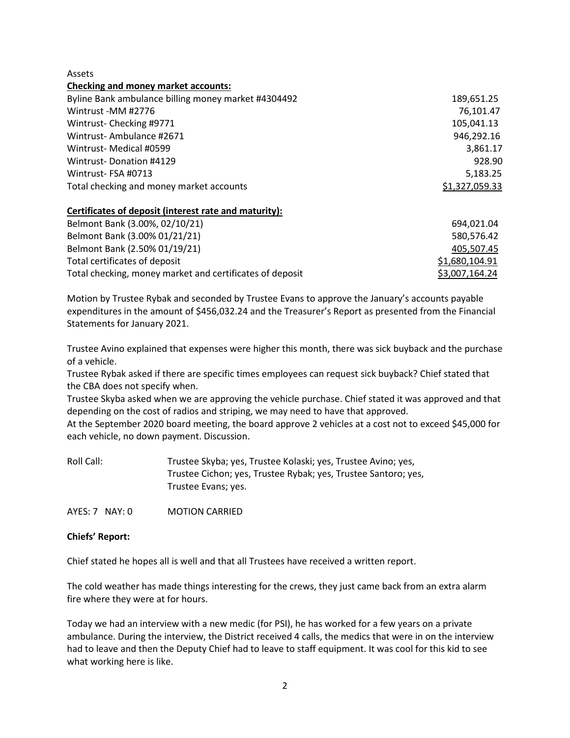Assets

**Checking and money market accounts:**

| | |
|---|---|
| Byline Bank ambulance billing money market #4304492 | 189,651.25 |
| Wintrust -MM #2776 | 76,101.47 |
| Wintrust- Checking #9771 | 105,041.13 |
| Wintrust- Ambulance #2671 | 946,292.16 |
| Wintrust- Medical #0599 | 3,861.17 |
| Wintrust- Donation #4129 | 928.90 |
| Wintrust- FSA #0713 | 5,183.25 |
| Total checking and money market accounts | $1,327,059.33 |

**Certificates of deposit (interest rate and maturity):**

| | |
|---|---|
| Belmont Bank (3.00%, 02/10/21) | 694,021.04 |
| Belmont Bank (3.00% 01/21/21) | 580,576.42 |
| Belmont Bank (2.50% 01/19/21) | 405,507.45 |
| Total certificates of deposit | $1,680,104.91 |
| Total checking, money market and certificates of deposit | $3,007,164.24 |

Motion by Trustee Rybak and seconded by Trustee Evans to approve the January's accounts payable expenditures in the amount of $456,032.24 and the Treasurer's Report as presented from the Financial Statements for January 2021.

Trustee Avino explained that expenses were higher this month, there was sick buyback and the purchase of a vehicle.

Trustee Rybak asked if there are specific times employees can request sick buyback? Chief stated that the CBA does not specify when.

Trustee Skyba asked when we are approving the vehicle purchase. Chief stated it was approved and that depending on the cost of radios and striping, we may need to have that approved.

At the September 2020 board meeting, the board approve 2 vehicles at a cost not to exceed $45,000 for each vehicle, no down payment. Discussion.

Roll Call: Trustee Skyba; yes, Trustee Kolaski; yes, Trustee Avino; yes, Trustee Cichon; yes, Trustee Rybak; yes, Trustee Santoro; yes, Trustee Evans; yes.

AYES: 7 NAY: 0 MOTION CARRIED

**Chiefs' Report:**

Chief stated he hopes all is well and that all Trustees have received a written report.

The cold weather has made things interesting for the crews, they just came back from an extra alarm fire where they were at for hours.

Today we had an interview with a new medic (for PSI), he has worked for a few years on a private ambulance. During the interview, the District received 4 calls, the medics that were in on the interview had to leave and then the Deputy Chief had to leave to staff equipment. It was cool for this kid to see what working here is like.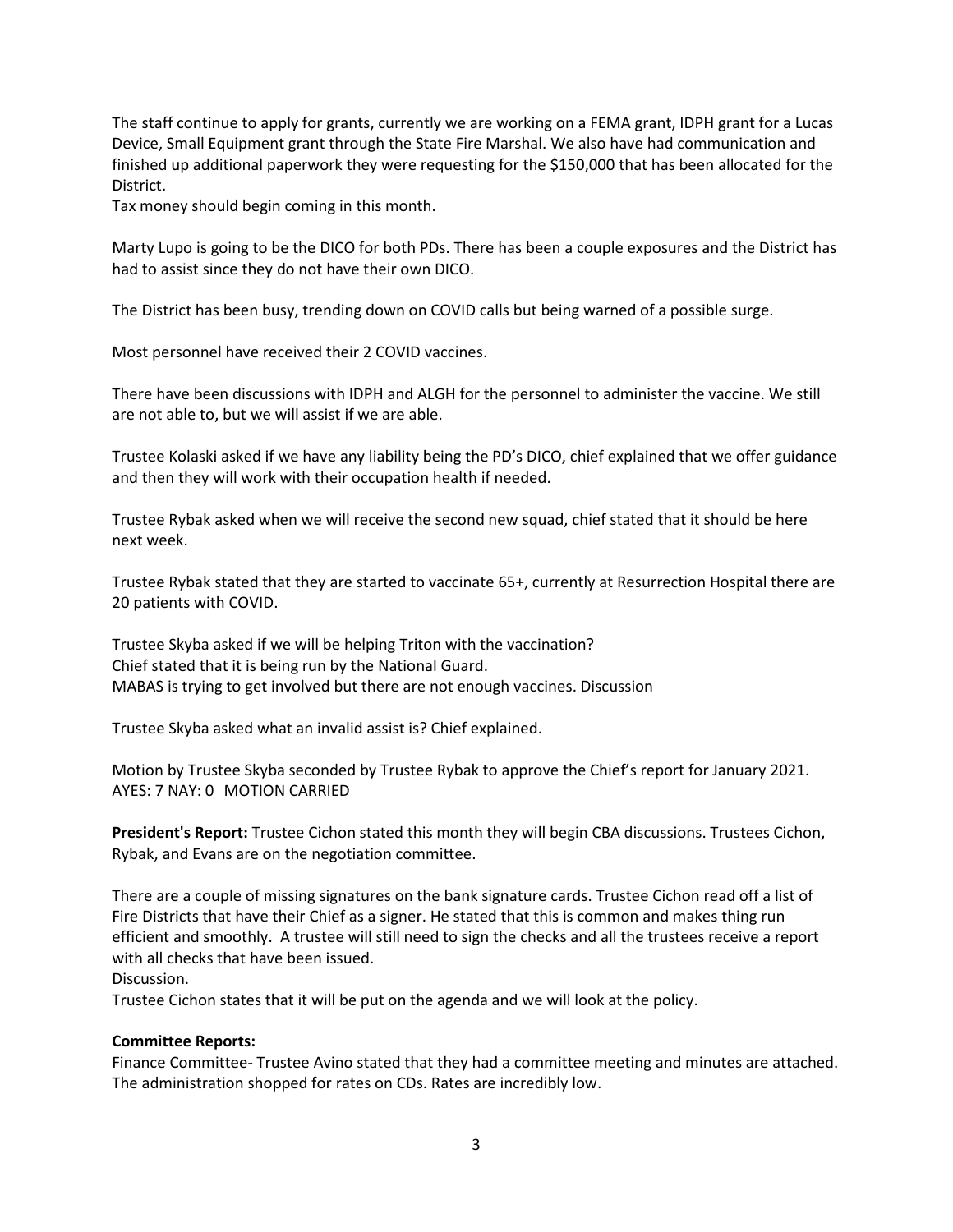The staff continue to apply for grants, currently we are working on a FEMA grant, IDPH grant for a Lucas Device, Small Equipment grant through the State Fire Marshal. We also have had communication and finished up additional paperwork they were requesting for the $150,000 that has been allocated for the District.
Tax money should begin coming in this month.

Marty Lupo is going to be the DICO for both PDs. There has been a couple exposures and the District has had to assist since they do not have their own DICO.

The District has been busy, trending down on COVID calls but being warned of a possible surge.

Most personnel have received their 2 COVID vaccines.

There have been discussions with IDPH and ALGH for the personnel to administer the vaccine. We still are not able to, but we will assist if we are able.

Trustee Kolaski asked if we have any liability being the PD's DICO, chief explained that we offer guidance and then they will work with their occupation health if needed.

Trustee Rybak asked when we will receive the second new squad, chief stated that it should be here next week.

Trustee Rybak stated that they are started to vaccinate 65+, currently at Resurrection Hospital there are 20 patients with COVID.

Trustee Skyba asked if we will be helping Triton with the vaccination?
Chief stated that it is being run by the National Guard.
MABAS is trying to get involved but there are not enough vaccines. Discussion

Trustee Skyba asked what an invalid assist is? Chief explained.

Motion by Trustee Skyba seconded by Trustee Rybak to approve the Chief's report for January 2021.
AYES: 7 NAY: 0 MOTION CARRIED

**President's Report:** Trustee Cichon stated this month they will begin CBA discussions. Trustees Cichon, Rybak, and Evans are on the negotiation committee.

There are a couple of missing signatures on the bank signature cards. Trustee Cichon read off a list of Fire Districts that have their Chief as a signer. He stated that this is common and makes thing run efficient and smoothly. A trustee will still need to sign the checks and all the trustees receive a report with all checks that have been issued.
Discussion.
Trustee Cichon states that it will be put on the agenda and we will look at the policy.

**Committee Reports:**
Finance Committee- Trustee Avino stated that they had a committee meeting and minutes are attached. The administration shopped for rates on CDs. Rates are incredibly low.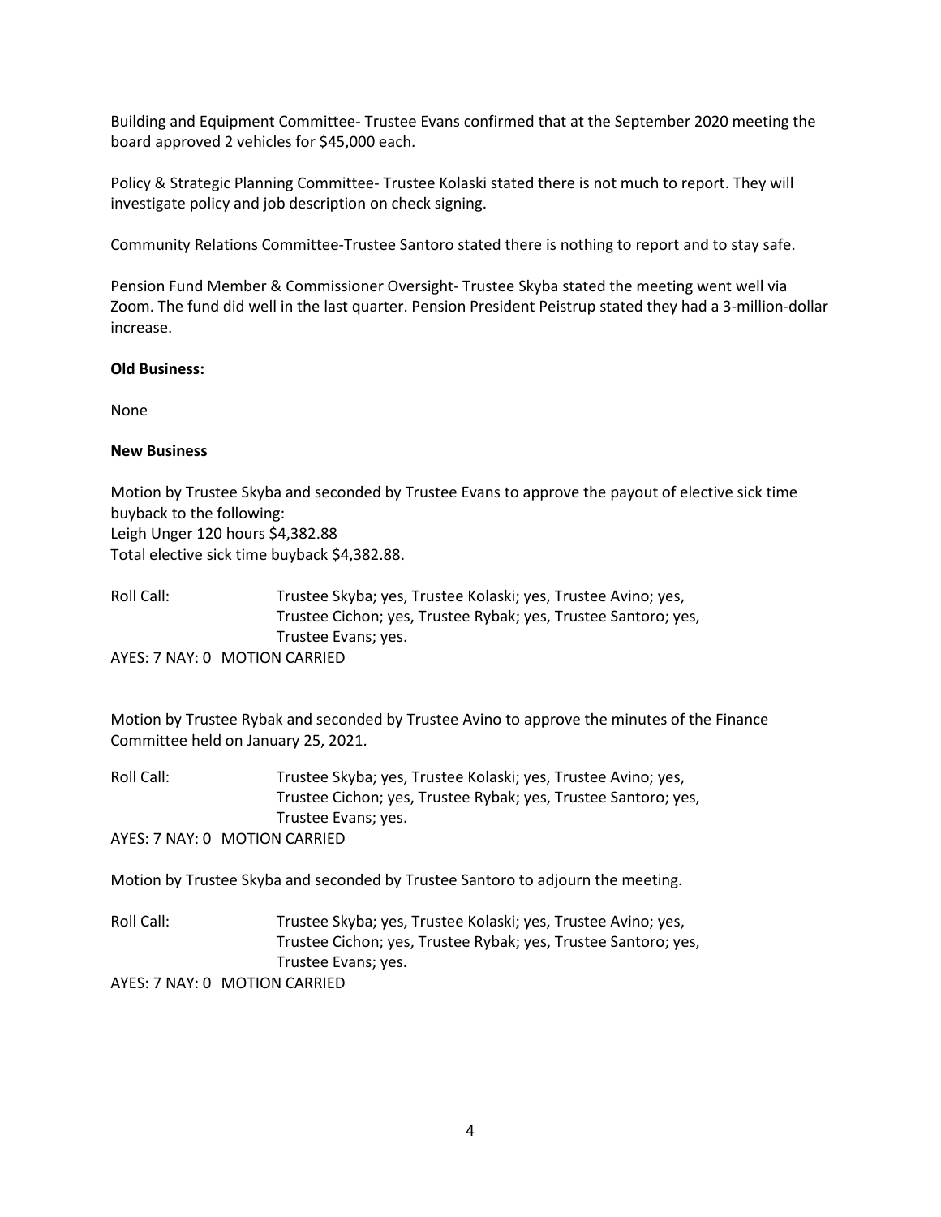Building and Equipment Committee- Trustee Evans confirmed that at the September 2020 meeting the board approved 2 vehicles for $45,000 each.

Policy & Strategic Planning Committee- Trustee Kolaski stated there is not much to report. They will investigate policy and job description on check signing.

Community Relations Committee-Trustee Santoro stated there is nothing to report and to stay safe.

Pension Fund Member & Commissioner Oversight- Trustee Skyba stated the meeting went well via Zoom. The fund did well in the last quarter. Pension President Peistrup stated they had a 3-million-dollar increase.

**Old Business:**

None

**New Business**

Motion by Trustee Skyba and seconded by Trustee Evans to approve the payout of elective sick time buyback to the following:
Leigh Unger 120 hours $4,382.88
Total elective sick time buyback $4,382.88.

Roll Call: Trustee Skyba; yes, Trustee Kolaski; yes, Trustee Avino; yes, Trustee Cichon; yes, Trustee Rybak; yes, Trustee Santoro; yes, Trustee Evans; yes.
AYES: 7 NAY: 0 MOTION CARRIED

Motion by Trustee Rybak and seconded by Trustee Avino to approve the minutes of the Finance Committee held on January 25, 2021.

Roll Call: Trustee Skyba; yes, Trustee Kolaski; yes, Trustee Avino; yes, Trustee Cichon; yes, Trustee Rybak; yes, Trustee Santoro; yes, Trustee Evans; yes.
AYES: 7 NAY: 0 MOTION CARRIED

Motion by Trustee Skyba and seconded by Trustee Santoro to adjourn the meeting.

Roll Call: Trustee Skyba; yes, Trustee Kolaski; yes, Trustee Avino; yes, Trustee Cichon; yes, Trustee Rybak; yes, Trustee Santoro; yes, Trustee Evans; yes.
AYES: 7 NAY: 0 MOTION CARRIED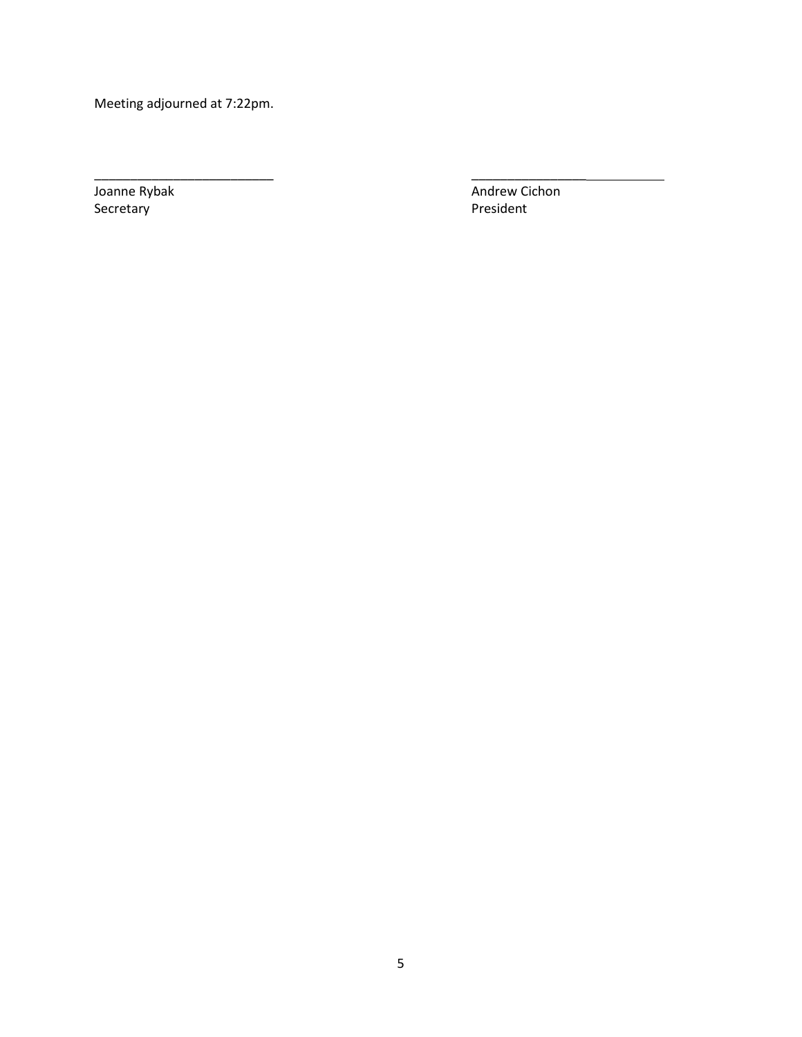Meeting adjourned at 7:22pm.

| | |
|---|---|
| _________________________ | _________________________ |
| Joanne Rybak | Andrew Cichon |
| Secretary | President |